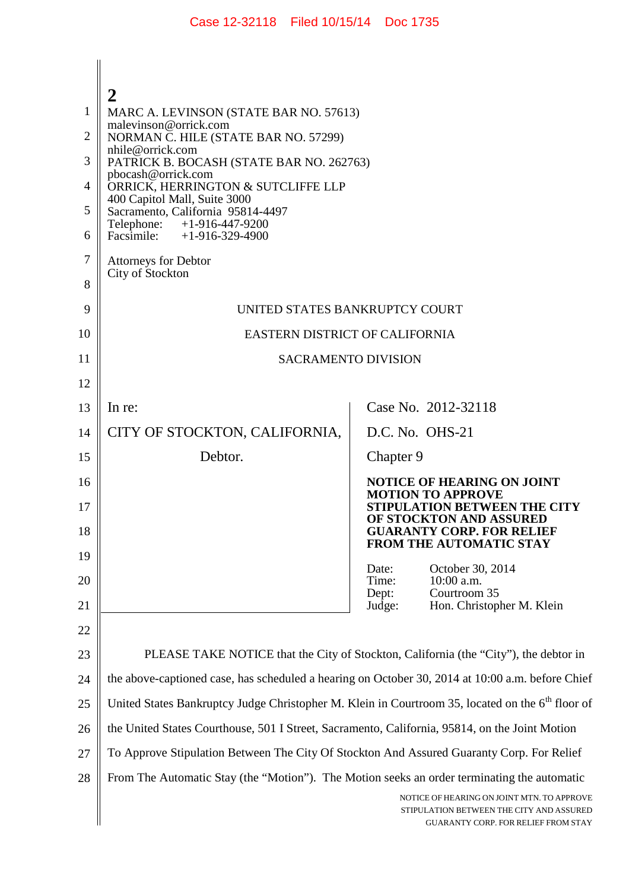**2**

MARC A. LEVINSON (STATE BAR NO. 57613)
malevinson@orrick.com
NORMAN C. HILE (STATE BAR NO. 57299)
nhile@orrick.com
PATRICK B. BOCASH (STATE BAR NO. 262763)
pbocash@orrick.com
ORRICK, HERRINGTON & SUTCLIFFE LLP
400 Capitol Mall, Suite 3000
Sacramento, California 95814-4497
Telephone: +1-916-447-9200
Facsimile: +1-916-329-4900

Attorneys for Debtor
City of Stockton

UNITED STATES BANKRUPTCY COURT

EASTERN DISTRICT OF CALIFORNIA

SACRAMENTO DIVISION

| | |
|---|---|
| In re:<br><br>CITY OF STOCKTON, CALIFORNIA,<br><br>Debtor. | Case No. 2012-32118<br><br>D.C. No. OHS-21<br><br>Chapter 9<br><br>**NOTICE OF HEARING ON JOINT MOTION TO APPROVE STIPULATION BETWEEN THE CITY OF STOCKTON AND ASSURED GUARANTY CORP. FOR RELIEF FROM THE AUTOMATIC STAY**<br><br>Date: October 30, 2014<br>Time: 10:00 a.m.<br>Dept: Courtroom 35<br>Judge: Hon. Christopher M. Klein |

PLEASE TAKE NOTICE that the City of Stockton, California (the "City"), the debtor in the above-captioned case, has scheduled a hearing on October 30, 2014 at 10:00 a.m. before Chief United States Bankruptcy Judge Christopher M. Klein in Courtroom 35, located on the 6th floor of the United States Courthouse, 501 I Street, Sacramento, California, 95814, on the Joint Motion To Approve Stipulation Between The City Of Stockton And Assured Guaranty Corp. For Relief From The Automatic Stay (the "Motion"). The Motion seeks an order terminating the automatic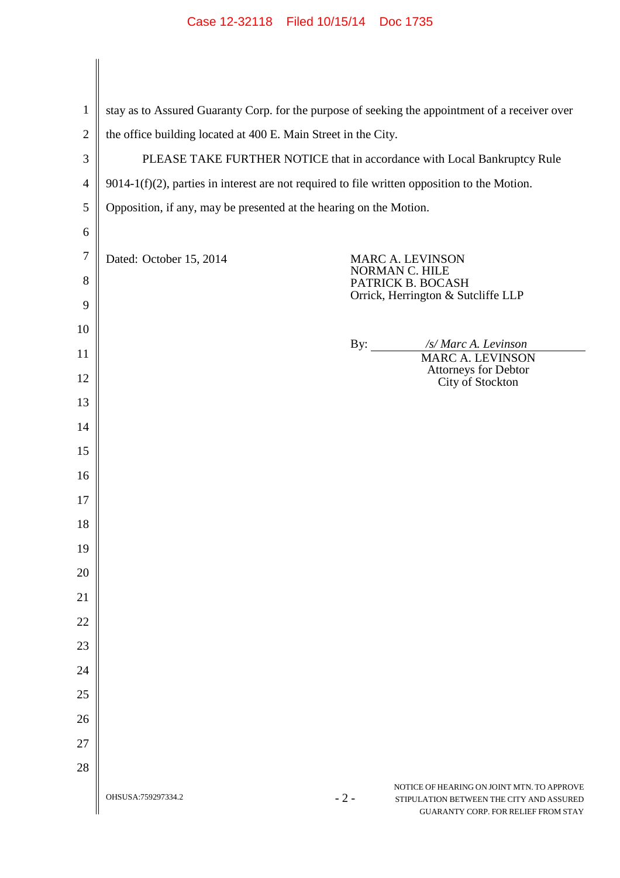stay as to Assured Guaranty Corp. for the purpose of seeking the appointment of a receiver over the office building located at 400 E. Main Street in the City.

PLEASE TAKE FURTHER NOTICE that in accordance with Local Bankruptcy Rule 9014-1(f)(2), parties in interest are not required to file written opposition to the Motion. Opposition, if any, may be presented at the hearing on the Motion.

Dated: October 15, 2014

MARC A. LEVINSON
NORMAN C. HILE
PATRICK B. BOCASH
Orrick, Herrington & Sutcliffe LLP

By: */s/ Marc A. Levinson*
MARC A. LEVINSON
Attorneys for Debtor
City of Stockton

OHSUSA:759297334.2

NOTICE OF HEARING ON JOINT MTN. TO APPROVE STIPULATION BETWEEN THE CITY AND ASSURED GUARANTY CORP. FOR RELIEF FROM STAY